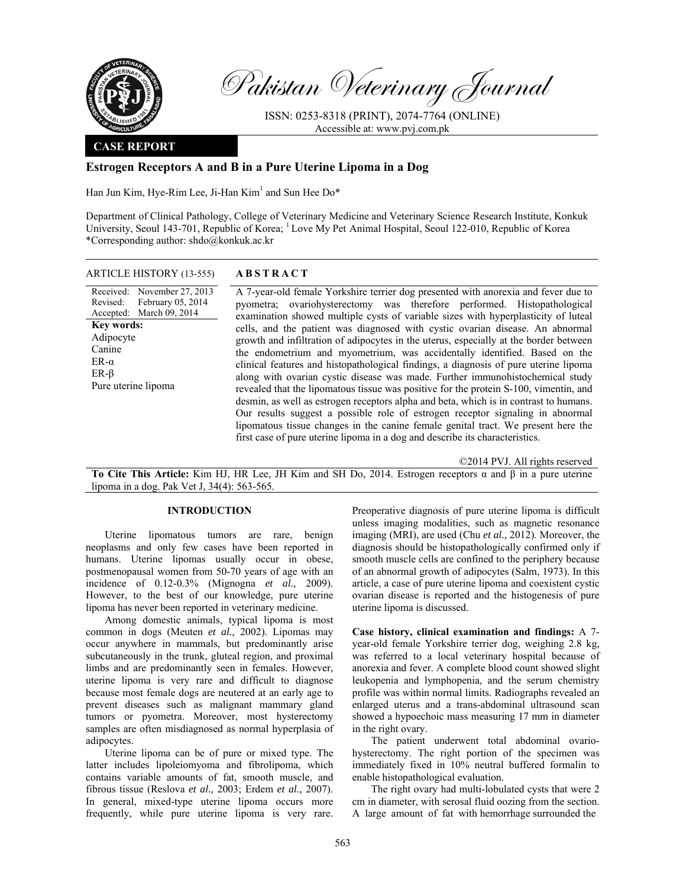# Pakistan Veterinary Journal

ISSN: 0253-8318 (PRINT), 2074-7764 (ONLINE)
Accessible at: www.pvj.com.pk

**CASE REPORT**

## Estrogen Receptors Α and Β in a Pure Uterine Lipoma in a Dog

Han Jun Kim, Hye-Rim Lee, Ji-Han Kim[1] and Sun Hee Do*

Department of Clinical Pathology, College of Veterinary Medicine and Veterinary Science Research Institute, Konkuk University, Seoul 143-701, Republic of Korea; [1] Love My Pet Animal Hospital, Seoul 122-010, Republic of Korea
*Corresponding author: shdo@konkuk.ac.kr

**ARTICLE HISTORY (13-555)**

Received: November 27, 2013
Revised: February 05, 2014
Accepted: March 09, 2014

**Key words:**
Adipocyte
Canine
ER-α
ER-β
Pure uterine lipoma

**ABSTRACT**

A 7-year-old female Yorkshire terrier dog presented with anorexia and fever due to pyometra; ovariohysterectomy was therefore performed. Histopathological examination showed multiple cysts of variable sizes with hyperplasticity of luteal cells, and the patient was diagnosed with cystic ovarian disease. An abnormal growth and infiltration of adipocytes in the uterus, especially at the border between the endometrium and myometrium, was accidentally identified. Based on the clinical features and histopathological findings, a diagnosis of pure uterine lipoma along with ovarian cystic disease was made. Further immunohistochemical study revealed that the lipomatous tissue was positive for the protein S-100, vimentin, and desmin, as well as estrogen receptors alpha and beta, which is in contrast to humans. Our results suggest a possible role of estrogen receptor signaling in abnormal lipomatous tissue changes in the canine female genital tract. We present here the first case of pure uterine lipoma in a dog and describe its characteristics.

©2014 PVJ. All rights reserved

**To Cite This Article:** Kim HJ, HR Lee, JH Kim and SH Do, 2014. Estrogen receptors α and β in a pure uterine lipoma in a dog. Pak Vet J, 34(4): 563-565.

## INTRODUCTION

Uterine lipomatous tumors are rare, benign neoplasms and only few cases have been reported in humans. Uterine lipomas usually occur in obese, postmenopausal women from 50-70 years of age with an incidence of 0.12-0.3% (Mignogna *et al.,* 2009). However, to the best of our knowledge, pure uterine lipoma has never been reported in veterinary medicine.

Among domestic animals, typical lipoma is most common in dogs (Meuten *et al.,* 2002). Lipomas may occur anywhere in mammals, but predominantly arise subcutaneously in the trunk, gluteal region, and proximal limbs and are predominantly seen in females. However, uterine lipoma is very rare and difficult to diagnose because most female dogs are neutered at an early age to prevent diseases such as malignant mammary gland tumors or pyometra. Moreover, most hysterectomy samples are often misdiagnosed as normal hyperplasia of adipocytes.

Uterine lipoma can be of pure or mixed type. The latter includes lipoleiomyoma and fibrolipoma, which contains variable amounts of fat, smooth muscle, and fibrous tissue (Reslova *et al.,* 2003; Erdem *et al.,* 2007). In general, mixed-type uterine lipoma occurs more frequently, while pure uterine lipoma is very rare. Preoperative diagnosis of pure uterine lipoma is difficult unless imaging modalities, such as magnetic resonance imaging (MRI), are used (Chu *et al.,* 2012). Moreover, the diagnosis should be histopathologically confirmed only if smooth muscle cells are confined to the periphery because of an abnormal growth of adipocytes (Salm, 1973). In this article, a case of pure uterine lipoma and coexistent cystic ovarian disease is reported and the histogenesis of pure uterine lipoma is discussed.

**Case history, clinical examination and findings:** A 7-year-old female Yorkshire terrier dog, weighing 2.8 kg, was referred to a local veterinary hospital because of anorexia and fever. A complete blood count showed slight leukopenia and lymphopenia, and the serum chemistry profile was within normal limits. Radiographs revealed an enlarged uterus and a trans-abdominal ultrasound scan showed a hypoechoic mass measuring 17 mm in diameter in the right ovary.

The patient underwent total abdominal ovario-hysterectomy. The right portion of the specimen was immediately fixed in 10% neutral buffered formalin to enable histopathological evaluation.

The right ovary had multi-lobulated cysts that were 2 cm in diameter, with serosal fluid oozing from the section. A large amount of fat with hemorrhage surrounded the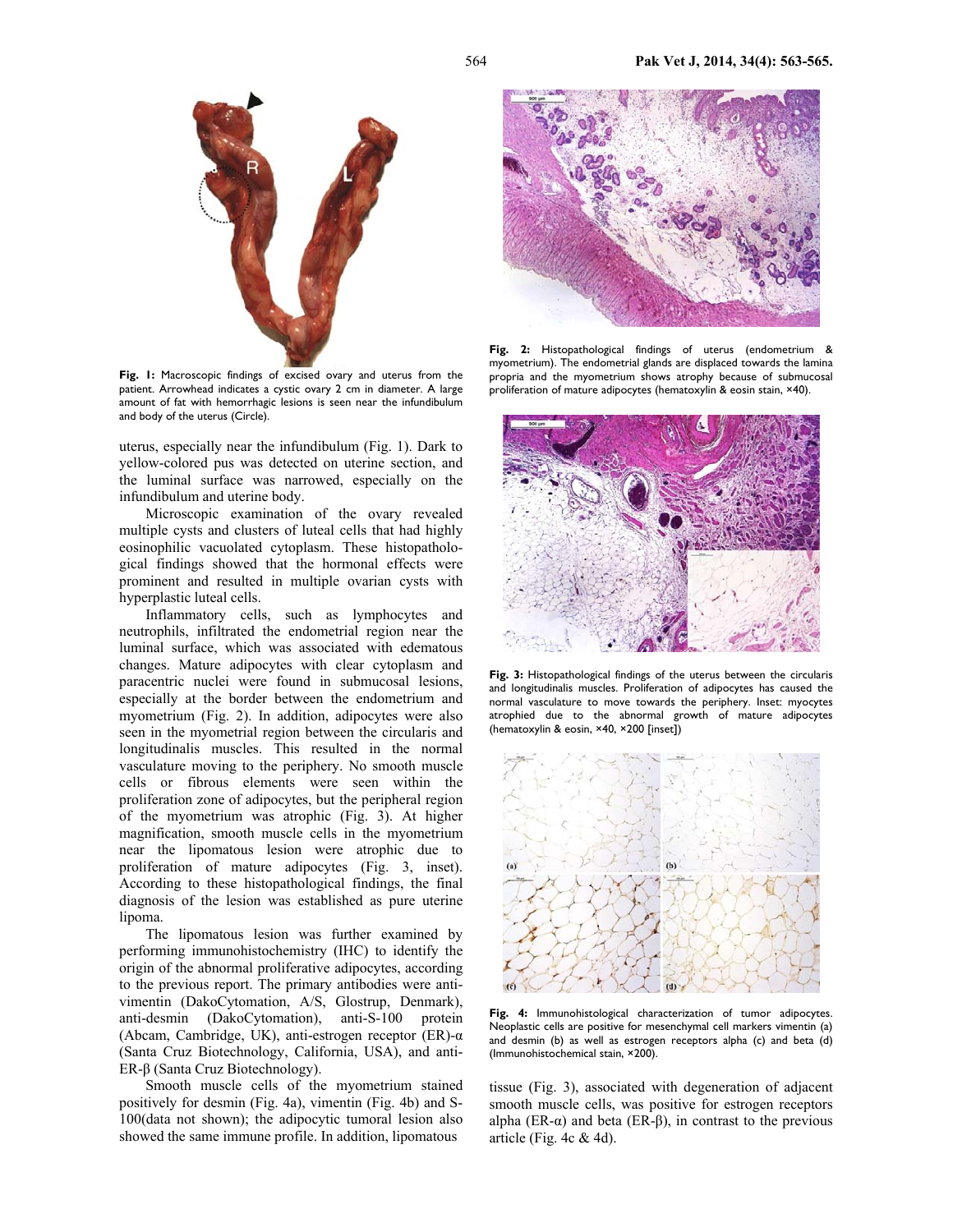Fig. 1: Macroscopic findings of excised ovary and uterus from the patient. Arrowhead indicates a cystic ovary 2 cm in diameter. A large amount of fat with hemorrhagic lesions is seen near the infundibulum and body of the uterus (Circle).

uterus, especially near the infundibulum (Fig. 1). Dark to yellow-colored pus was detected on uterine section, and the luminal surface was narrowed, especially on the infundibulum and uterine body.

Microscopic examination of the ovary revealed multiple cysts and clusters of luteal cells that had highly eosinophilic vacuolated cytoplasm. These histopathological findings showed that the hormonal effects were prominent and resulted in multiple ovarian cysts with hyperplastic luteal cells.

Inflammatory cells, such as lymphocytes and neutrophils, infiltrated the endometrial region near the luminal surface, which was associated with edematous changes. Mature adipocytes with clear cytoplasm and paracentric nuclei were found in submucosal lesions, especially at the border between the endometrium and myometrium (Fig. 2). In addition, adipocytes were also seen in the myometrial region between the circularis and longitudinalis muscles. This resulted in the normal vasculature moving to the periphery. No smooth muscle cells or fibrous elements were seen within the proliferation zone of adipocytes, but the peripheral region of the myometrium was atrophic (Fig. 3). At higher magnification, smooth muscle cells in the myometrium near the lipomatous lesion were atrophic due to proliferation of mature adipocytes (Fig. 3, inset). According to these histopathological findings, the final diagnosis of the lesion was established as pure uterine lipoma.

The lipomatous lesion was further examined by performing immunohistochemistry (IHC) to identify the origin of the abnormal proliferative adipocytes, according to the previous report. The primary antibodies were anti-vimentin (DakoCytomation, A/S, Glostrup, Denmark), anti-desmin (DakoCytomation), anti-S-100 protein (Abcam, Cambridge, UK), anti-estrogen receptor (ER)-α (Santa Cruz Biotechnology, California, USA), and anti-ER-β (Santa Cruz Biotechnology).

Smooth muscle cells of the myometrium stained positively for desmin (Fig. 4a), vimentin (Fig. 4b) and S-100(data not shown); the adipocytic tumoral lesion also showed the same immune profile. In addition, lipomatous tissue (Fig. 3), associated with degeneration of adjacent smooth muscle cells, was positive for estrogen receptors alpha (ER-α) and beta (ER-β), in contrast to the previous article (Fig. 4c & 4d).

Fig. 2: Histopathological findings of uterus (endometrium & myometrium). The endometrial glands are displaced towards the lamina propria and the myometrium shows atrophy because of submucosal proliferation of mature adipocytes (hematoxylin & eosin stain, ×40).

Fig. 3: Histopathological findings of the uterus between the circularis and longitudinalis muscles. Proliferation of adipocytes has caused the normal vasculature to move towards the periphery. Inset: myocytes atrophied due to the abnormal growth of mature adipocytes (hematoxylin & eosin, ×40, ×200 [inset])

Fig. 4: Immunohistological characterization of tumor adipocytes. Neoplastic cells are positive for mesenchymal cell markers vimentin (a) and desmin (b) as well as estrogen receptors alpha (c) and beta (d) (Immunohistochemical stain, ×200).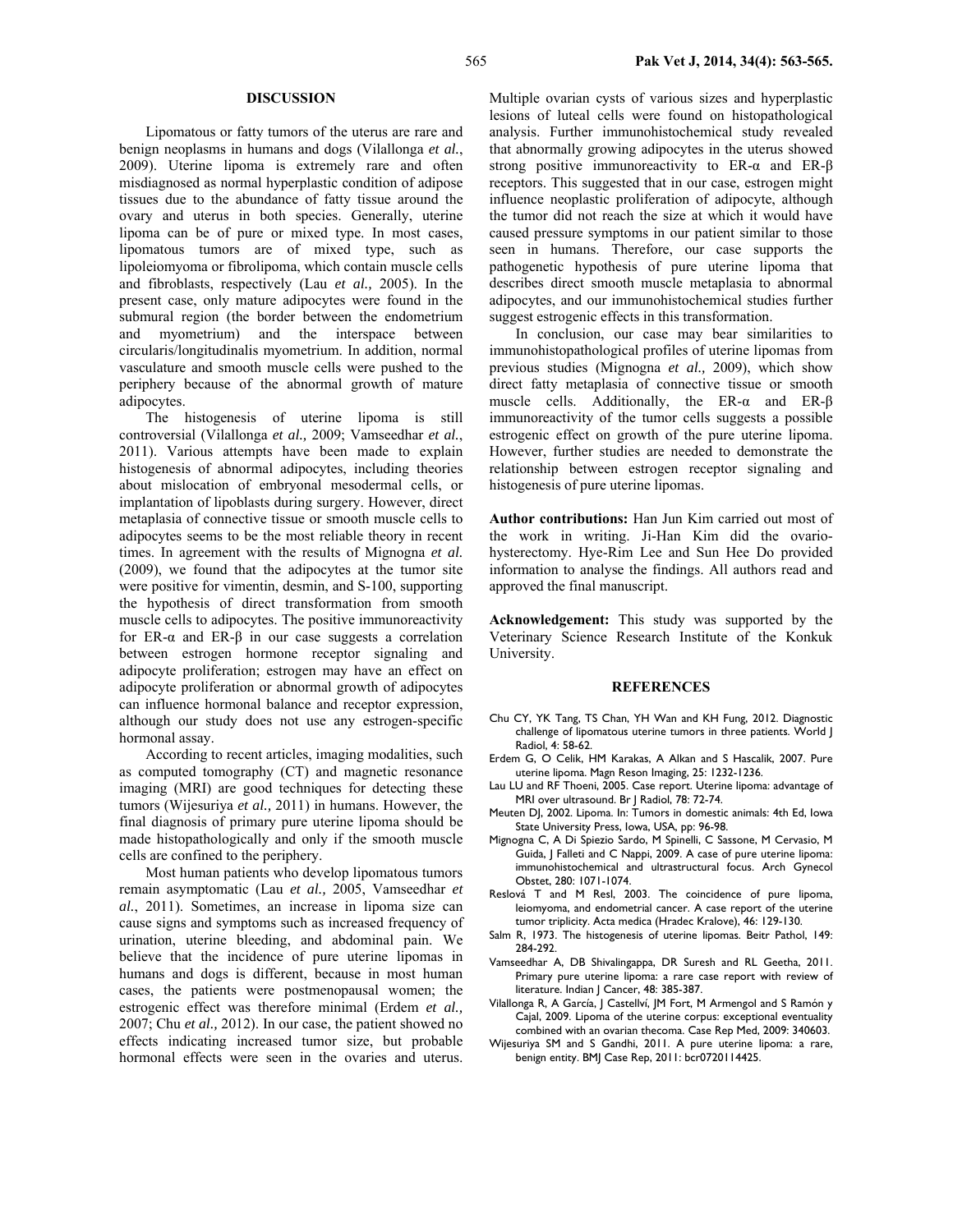## DISCUSSION

Lipomatous or fatty tumors of the uterus are rare and benign neoplasms in humans and dogs (Vilallonga *et al.*, 2009). Uterine lipoma is extremely rare and often misdiagnosed as normal hyperplastic condition of adipose tissues due to the abundance of fatty tissue around the ovary and uterus in both species. Generally, uterine lipoma can be of pure or mixed type. In most cases, lipomatous tumors are of mixed type, such as lipoleiomyoma or fibrolipoma, which contain muscle cells and fibroblasts, respectively (Lau *et al.,* 2005). In the present case, only mature adipocytes were found in the submural region (the border between the endometrium and myometrium) and the interspace between circularis/longitudinalis myometrium. In addition, normal vasculature and smooth muscle cells were pushed to the periphery because of the abnormal growth of mature adipocytes.

The histogenesis of uterine lipoma is still controversial (Vilallonga *et al.,* 2009; Vamseedhar *et al.*, 2011). Various attempts have been made to explain histogenesis of abnormal adipocytes, including theories about mislocation of embryonal mesodermal cells, or implantation of lipoblasts during surgery. However, direct metaplasia of connective tissue or smooth muscle cells to adipocytes seems to be the most reliable theory in recent times. In agreement with the results of Mignogna *et al.* (2009), we found that the adipocytes at the tumor site were positive for vimentin, desmin, and S-100, supporting the hypothesis of direct transformation from smooth muscle cells to adipocytes. The positive immunoreactivity for ER-α and ER-β in our case suggests a correlation between estrogen hormone receptor signaling and adipocyte proliferation; estrogen may have an effect on adipocyte proliferation or abnormal growth of adipocytes can influence hormonal balance and receptor expression, although our study does not use any estrogen-specific hormonal assay.

According to recent articles, imaging modalities, such as computed tomography (CT) and magnetic resonance imaging (MRI) are good techniques for detecting these tumors (Wijesuriya *et al.,* 2011) in humans. However, the final diagnosis of primary pure uterine lipoma should be made histopathologically and only if the smooth muscle cells are confined to the periphery.

Most human patients who develop lipomatous tumors remain asymptomatic (Lau *et al.,* 2005, Vamseedhar *et al.*, 2011). Sometimes, an increase in lipoma size can cause signs and symptoms such as increased frequency of urination, uterine bleeding, and abdominal pain. We believe that the incidence of pure uterine lipomas in humans and dogs is different, because in most human cases, the patients were postmenopausal women; the estrogenic effect was therefore minimal (Erdem *et al.,* 2007; Chu *et al.,* 2012). In our case, the patient showed no effects indicating increased tumor size, but probable hormonal effects were seen in the ovaries and uterus. Multiple ovarian cysts of various sizes and hyperplastic lesions of luteal cells were found on histopathological analysis. Further immunohistochemical study revealed that abnormally growing adipocytes in the uterus showed strong positive immunoreactivity to ER-α and ER-β receptors. This suggested that in our case, estrogen might influence neoplastic proliferation of adipocyte, although the tumor did not reach the size at which it would have caused pressure symptoms in our patient similar to those seen in humans. Therefore, our case supports the pathogenetic hypothesis of pure uterine lipoma that describes direct smooth muscle metaplasia to abnormal adipocytes, and our immunohistochemical studies further suggest estrogenic effects in this transformation.

In conclusion, our case may bear similarities to immunohistopathological profiles of uterine lipomas from previous studies (Mignogna *et al.,* 2009), which show direct fatty metaplasia of connective tissue or smooth muscle cells. Additionally, the ER-α and ER-β immunoreactivity of the tumor cells suggests a possible estrogenic effect on growth of the pure uterine lipoma. However, further studies are needed to demonstrate the relationship between estrogen receptor signaling and histogenesis of pure uterine lipomas.

**Author contributions:** Han Jun Kim carried out most of the work in writing. Ji-Han Kim did the ovario-hysterectomy. Hye-Rim Lee and Sun Hee Do provided information to analyse the findings. All authors read and approved the final manuscript.

**Acknowledgement:** This study was supported by the Veterinary Science Research Institute of the Konkuk University.

## REFERENCES

Chu CY, YK Tang, TS Chan, YH Wan and KH Fung, 2012. Diagnostic challenge of lipomatous uterine tumors in three patients. World J Radiol, 4: 58-62.

Erdem G, O Celik, HM Karakas, A Alkan and S Hascalik, 2007. Pure uterine lipoma. Magn Reson Imaging, 25: 1232-1236.

Lau LU and RF Thoeni, 2005. Case report. Uterine lipoma: advantage of MRI over ultrasound. Br J Radiol, 78: 72-74.

Meuten DJ, 2002. Lipoma. In: Tumors in domestic animals: 4th Ed, Iowa State University Press, Iowa, USA, pp: 96-98.

Mignogna C, A Di Spiezio Sardo, M Spinelli, C Sassone, M Cervasio, M Guida, J Falleti and C Nappi, 2009. A case of pure uterine lipoma: immunohistochemical and ultrastructural focus. Arch Gynecol Obstet, 280: 1071-1074.

Reslová T and M Resl, 2003. The coincidence of pure lipoma, leiomyoma, and endometrial cancer. A case report of the uterine tumor triplicity. Acta medica (Hradec Kralove), 46: 129-130.

Salm R, 1973. The histogenesis of uterine lipomas. Beitr Pathol, 149: 284-292.

Vamseedhar A, DB Shivalingappa, DR Suresh and RL Geetha, 2011. Primary pure uterine lipoma: a rare case report with review of literature. Indian J Cancer, 48: 385-387.

Vilallonga R, A García, J Castellví, JM Fort, M Armengol and S Ramón y Cajal, 2009. Lipoma of the uterine corpus: exceptional eventuality combined with an ovarian thecoma. Case Rep Med, 2009: 340603.

Wijesuriya SM and S Gandhi, 2011. A pure uterine lipoma: a rare, benign entity. BMJ Case Rep, 2011: bcr0720114425.